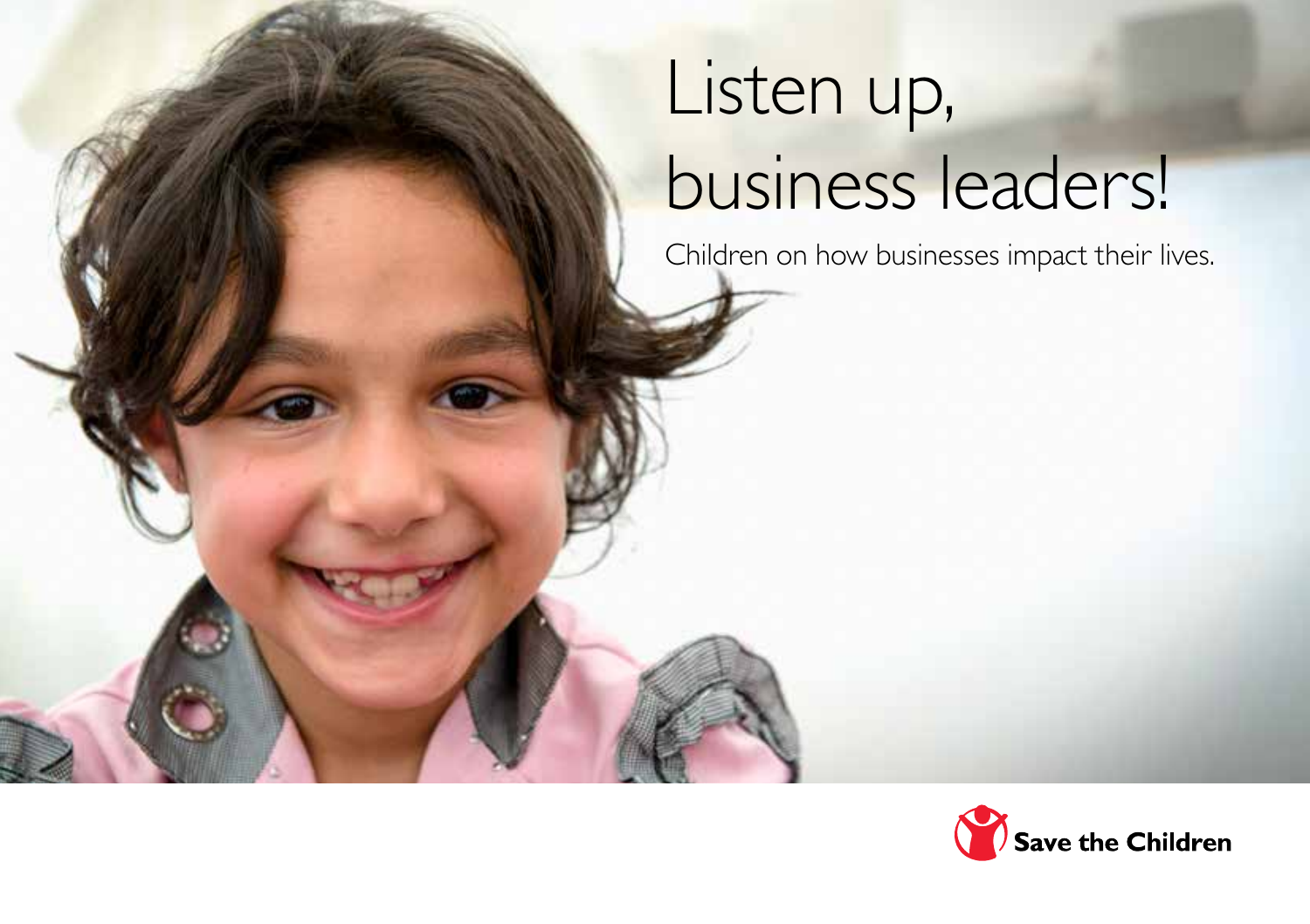# Listen up, business leaders!

Children on how businesses impact their lives.

Save the Children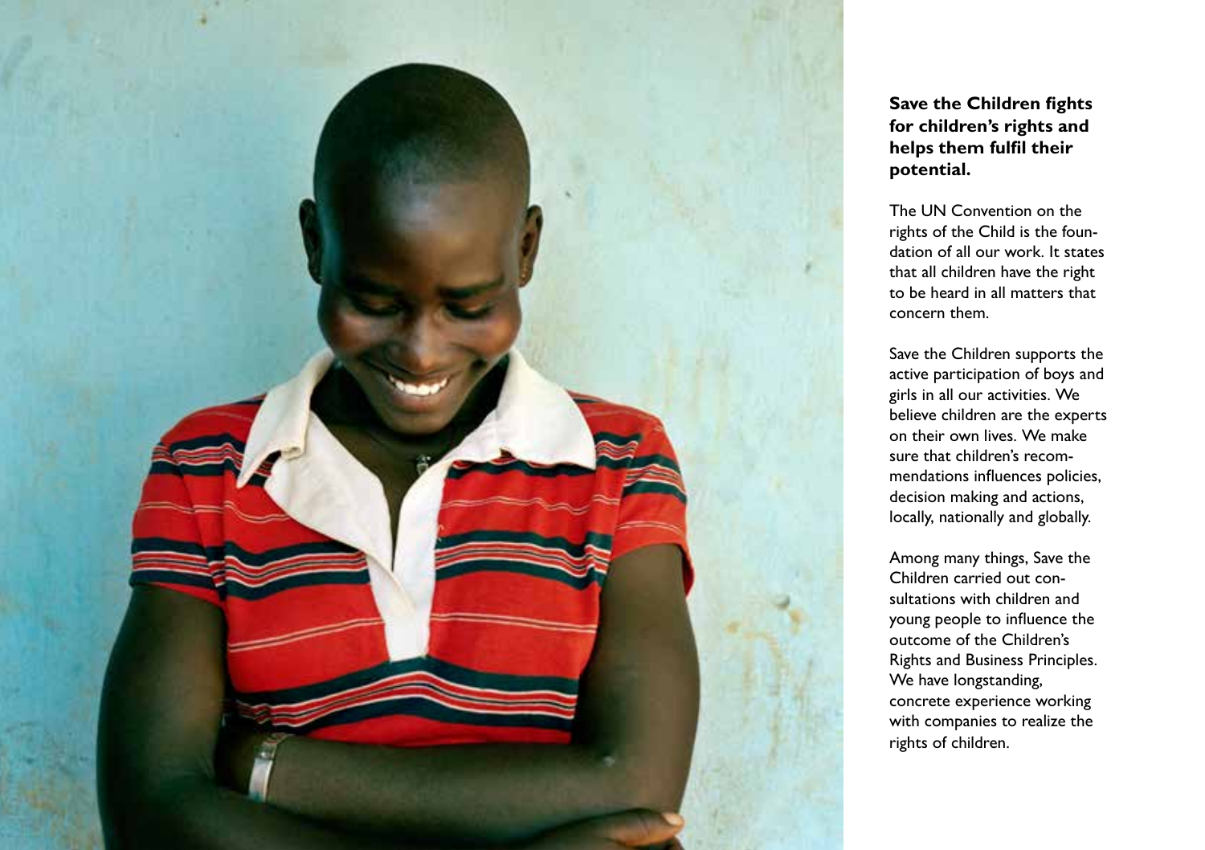**Save the Children fights for children's rights and helps them fulfil their potential.**

The UN Convention on the rights of the Child is the foundation of all our work. It states that all children have the right to be heard in all matters that concern them.

Save the Children supports the active participation of boys and girls in all our activities. We believe children are the experts on their own lives. We make sure that children's recommendations influences policies, decision making and actions, locally, nationally and globally.

Among many things, Save the Children carried out consultations with children and young people to influence the outcome of the Children's Rights and Business Principles. We have longstanding, concrete experience working with companies to realize the rights of children.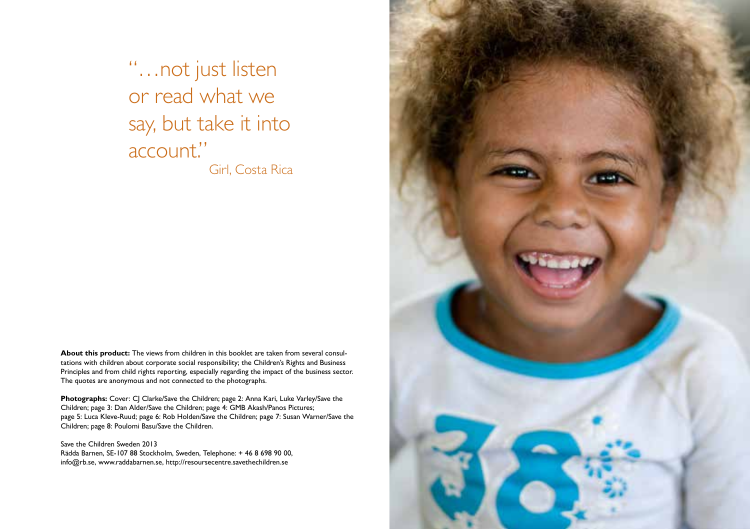"…not just listen or read what we say, but take it into account."

Girl, Costa Rica

**About this product:** The views from children in this booklet are taken from several consultations with children about corporate social responsibility; the Children's Rights and Business Principles and from child rights reporting, especially regarding the impact of the business sector. The quotes are anonymous and not connected to the photographs.

**Photographs:** Cover: CJ Clarke/Save the Children; page 2: Anna Kari, Luke Varley/Save the Children; page 3: Dan Alder/Save the Children; page 4: GMB Akash/Panos Pictures; page 5: Luca Kleve-Ruud; page 6: Rob Holden/Save the Children; page 7: Susan Warner/Save the Children; page 8: Poulomi Basu/Save the Children.

Save the Children Sweden 2013
Rädda Barnen, SE-107 88 Stockholm, Sweden, Telephone: + 46 8 698 90 00, info@rb.se, www.raddabarnen.se, http://resoursecentre.savethechildren.se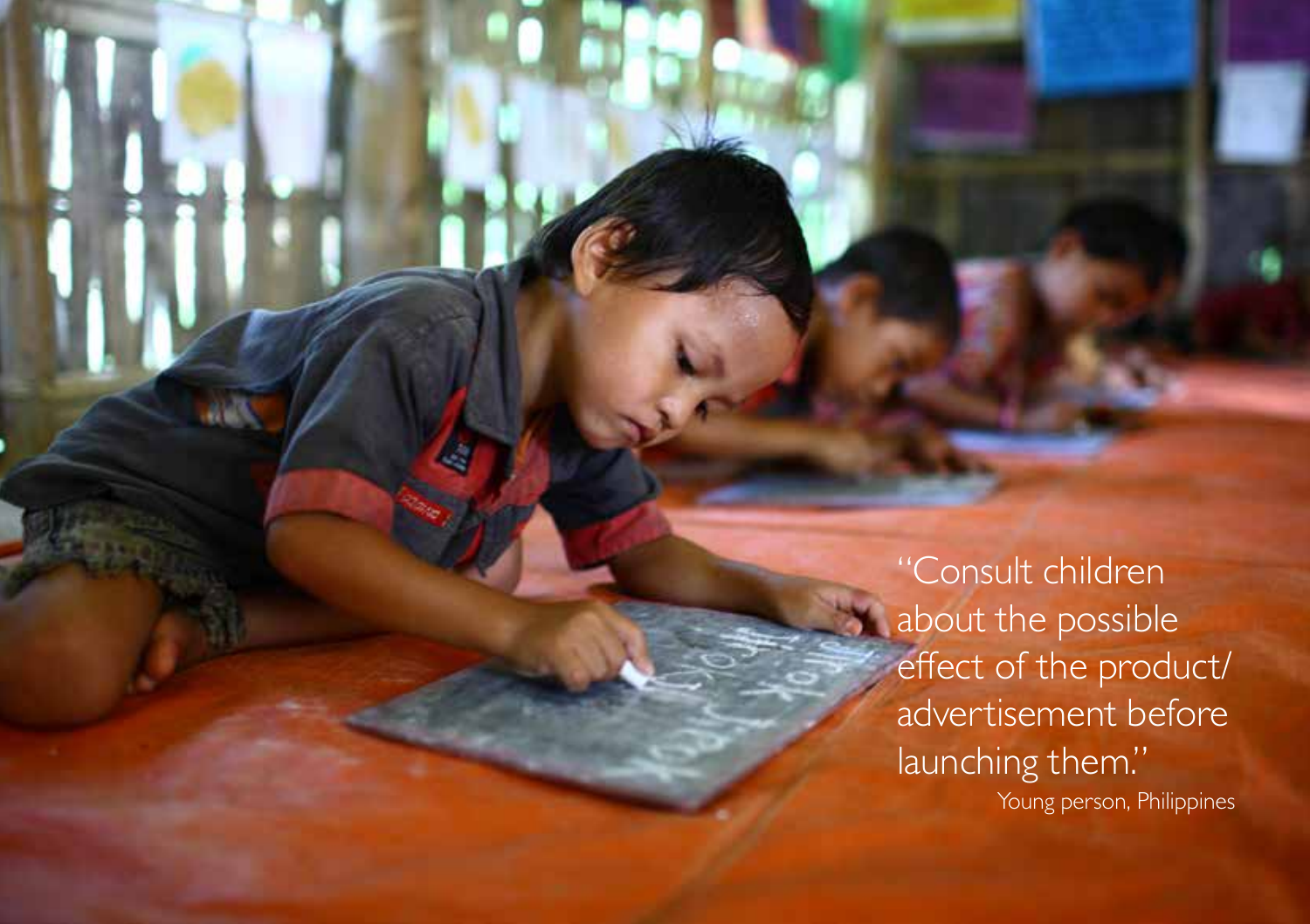"Consult children about the possible effect of the product/advertisement before launching them."

Young person, Philippines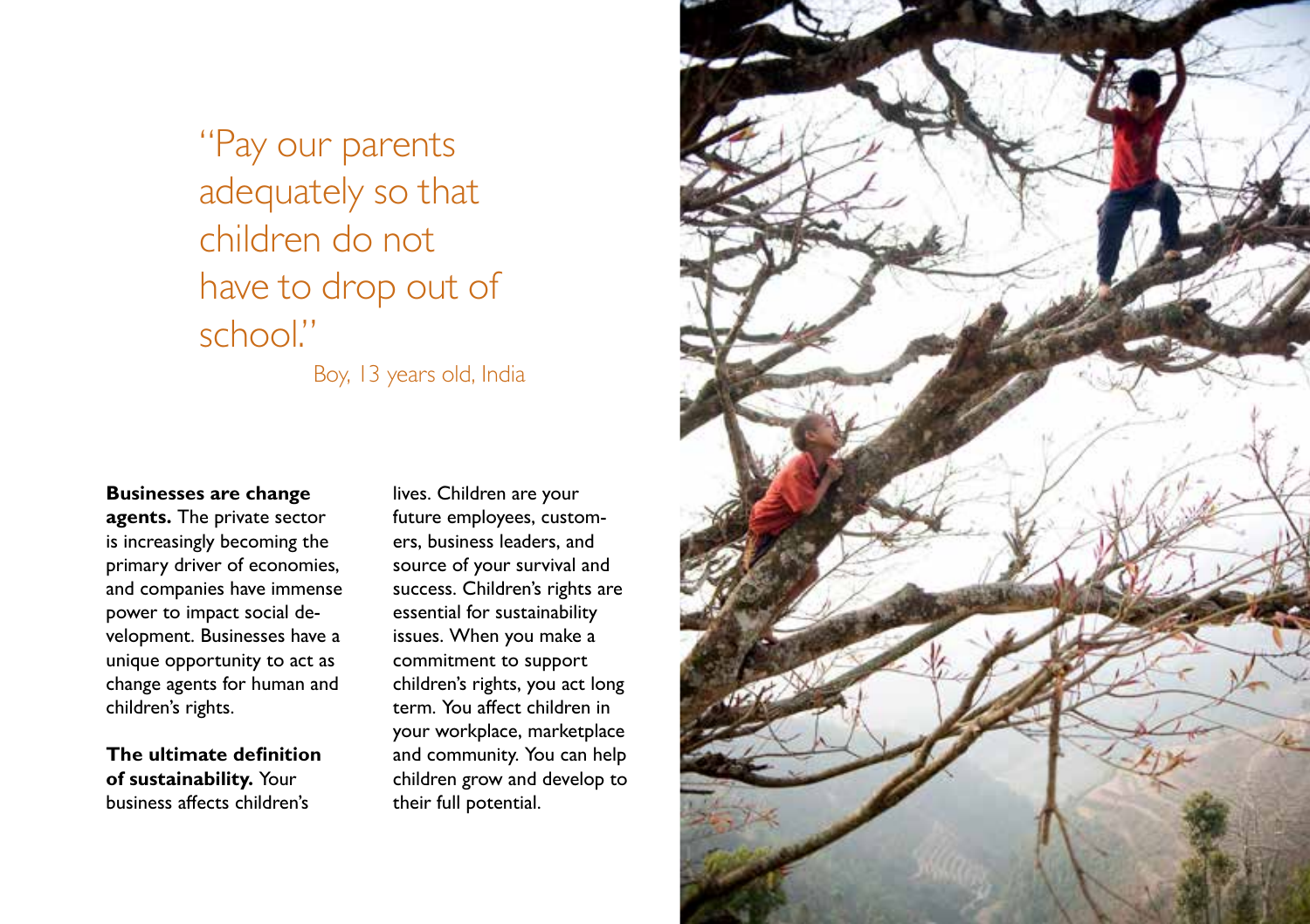"Pay our parents adequately so that children do not have to drop out of school."

Boy, 13 years old, India

**Businesses are change agents.** The private sector is increasingly becoming the primary driver of economies, and companies have immense power to impact social development. Businesses have a unique opportunity to act as change agents for human and children's rights.

**The ultimate definition of sustainability.** Your business affects children's lives. Children are your future employees, customers, business leaders, and source of your survival and success. Children's rights are essential for sustainability issues. When you make a commitment to support children's rights, you act long term. You affect children in your workplace, marketplace and community. You can help children grow and develop to their full potential.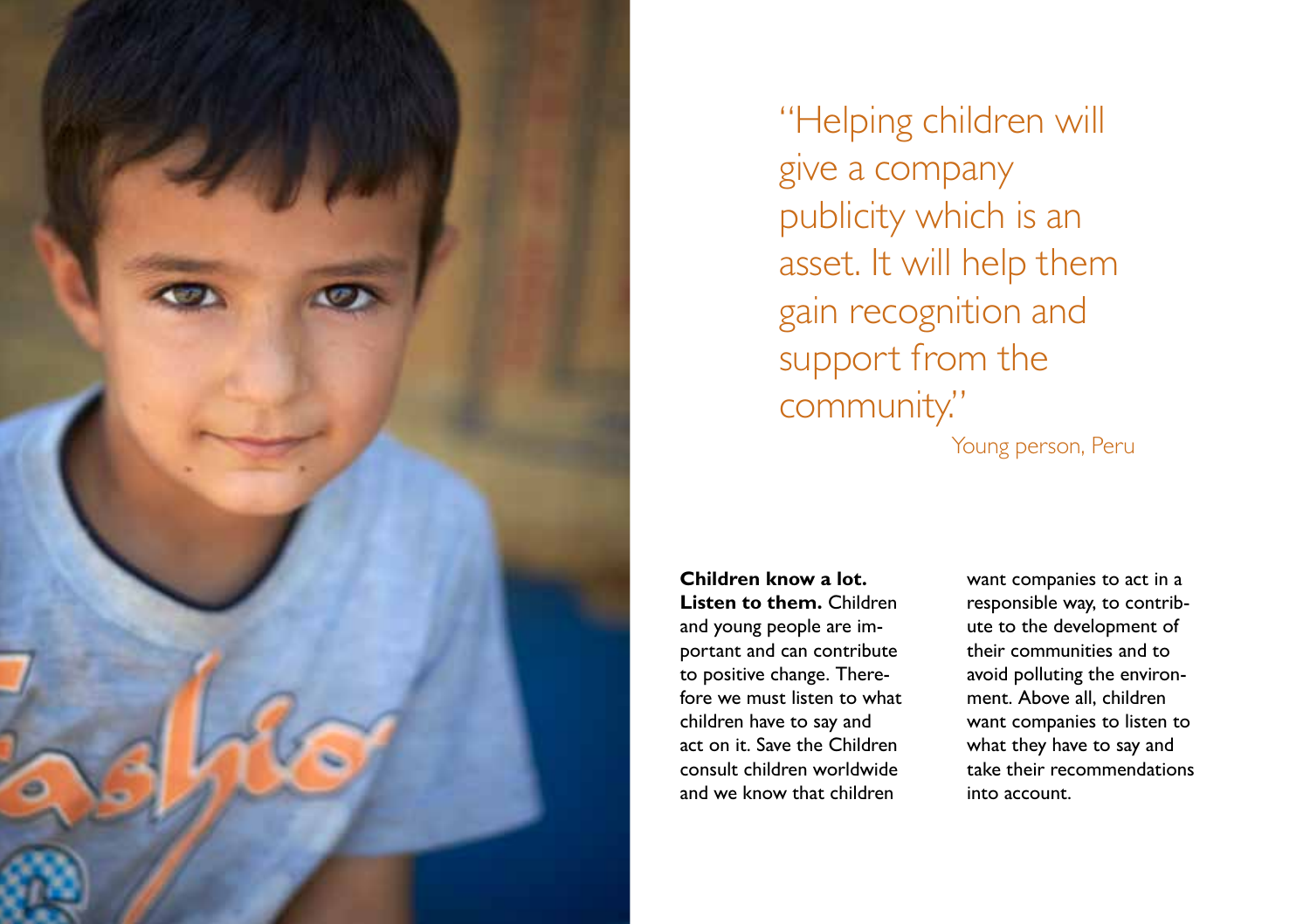> "Helping children will give a company publicity which is an asset. It will help them gain recognition and support from the community."
>
> Young person, Peru

**Children know a lot. Listen to them.** Children and young people are important and can contribute to positive change. Therefore we must listen to what children have to say and act on it. Save the Children consult children worldwide and we know that children want companies to act in a responsible way, to contribute to the development of their communities and to avoid polluting the environment. Above all, children want companies to listen to what they have to say and take their recommendations into account.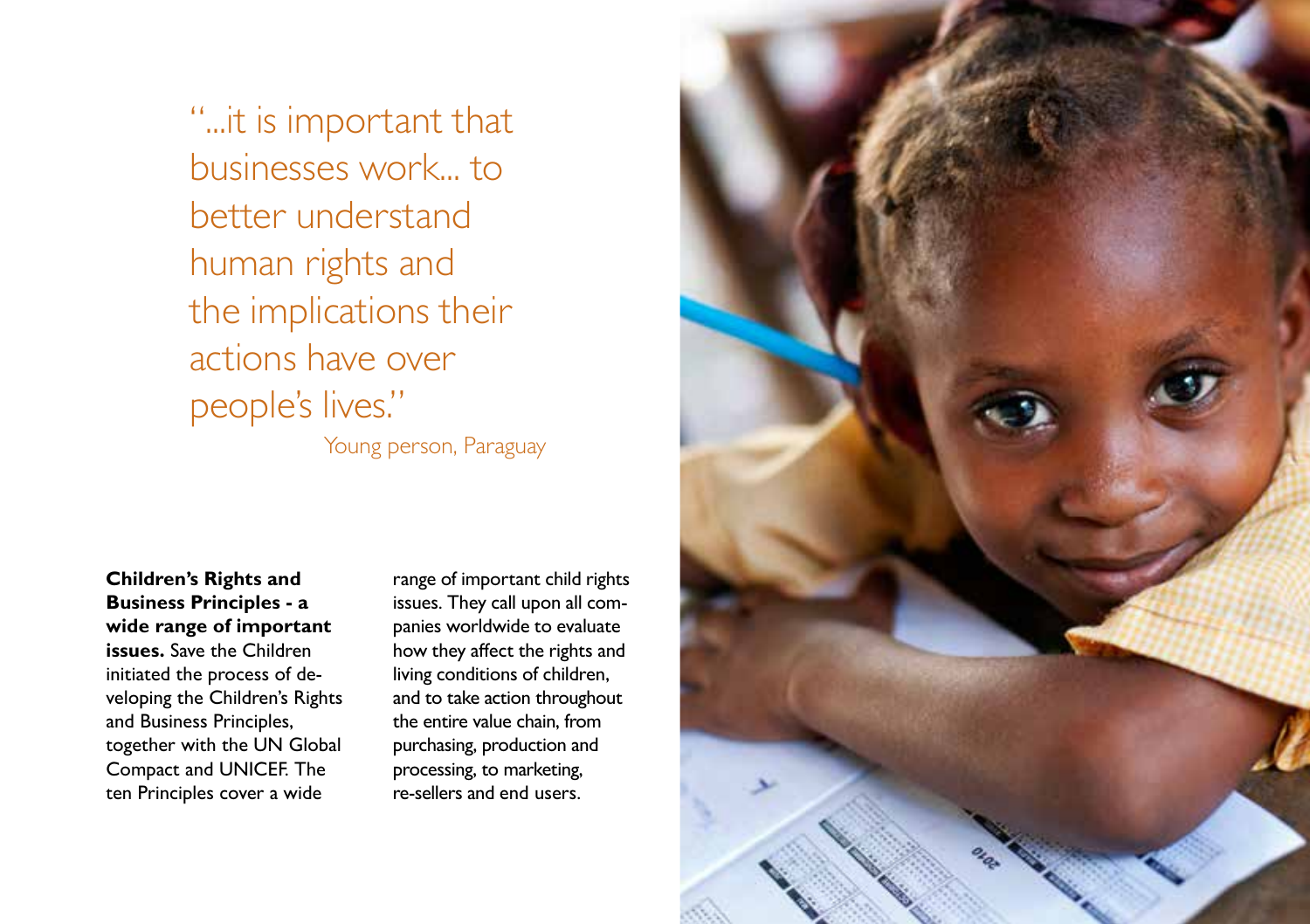"...it is important that businesses work... to better understand human rights and the implications their actions have over people's lives."

Young person, Paraguay

**Children's Rights and Business Principles - a wide range of important issues.** Save the Children initiated the process of developing the Children's Rights and Business Principles, together with the UN Global Compact and UNICEF. The ten Principles cover a wide range of important child rights issues. They call upon all companies worldwide to evaluate how they affect the rights and living conditions of children, and to take action throughout the entire value chain, from purchasing, production and processing, to marketing, re-sellers and end users.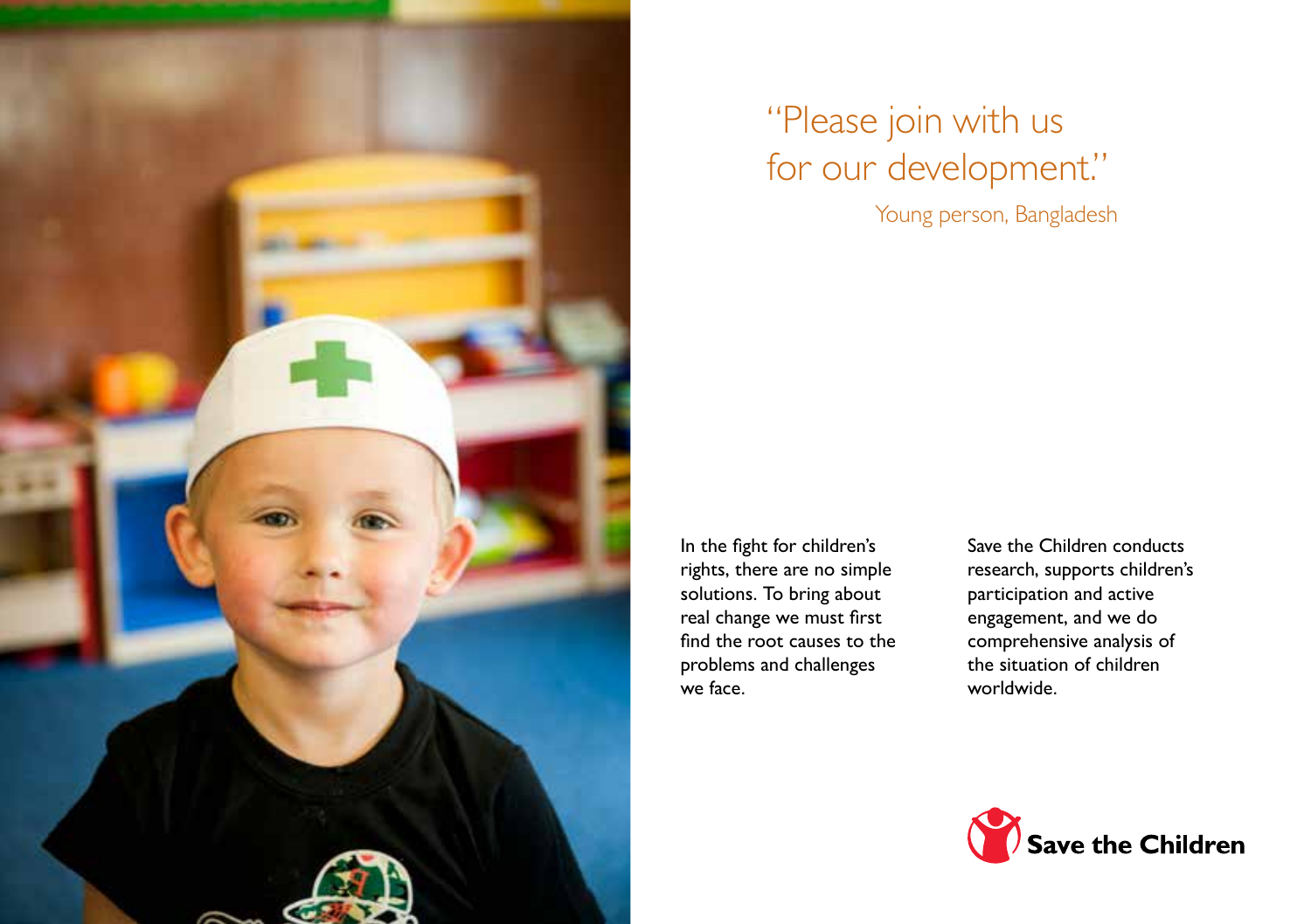> "Please join with us for our development."
>
> Young person, Bangladesh

In the fight for children's rights, there are no simple solutions. To bring about real change we must first find the root causes to the problems and challenges we face.

Save the Children conducts research, supports children's participation and active engagement, and we do comprehensive analysis of the situation of children worldwide.

Save the Children